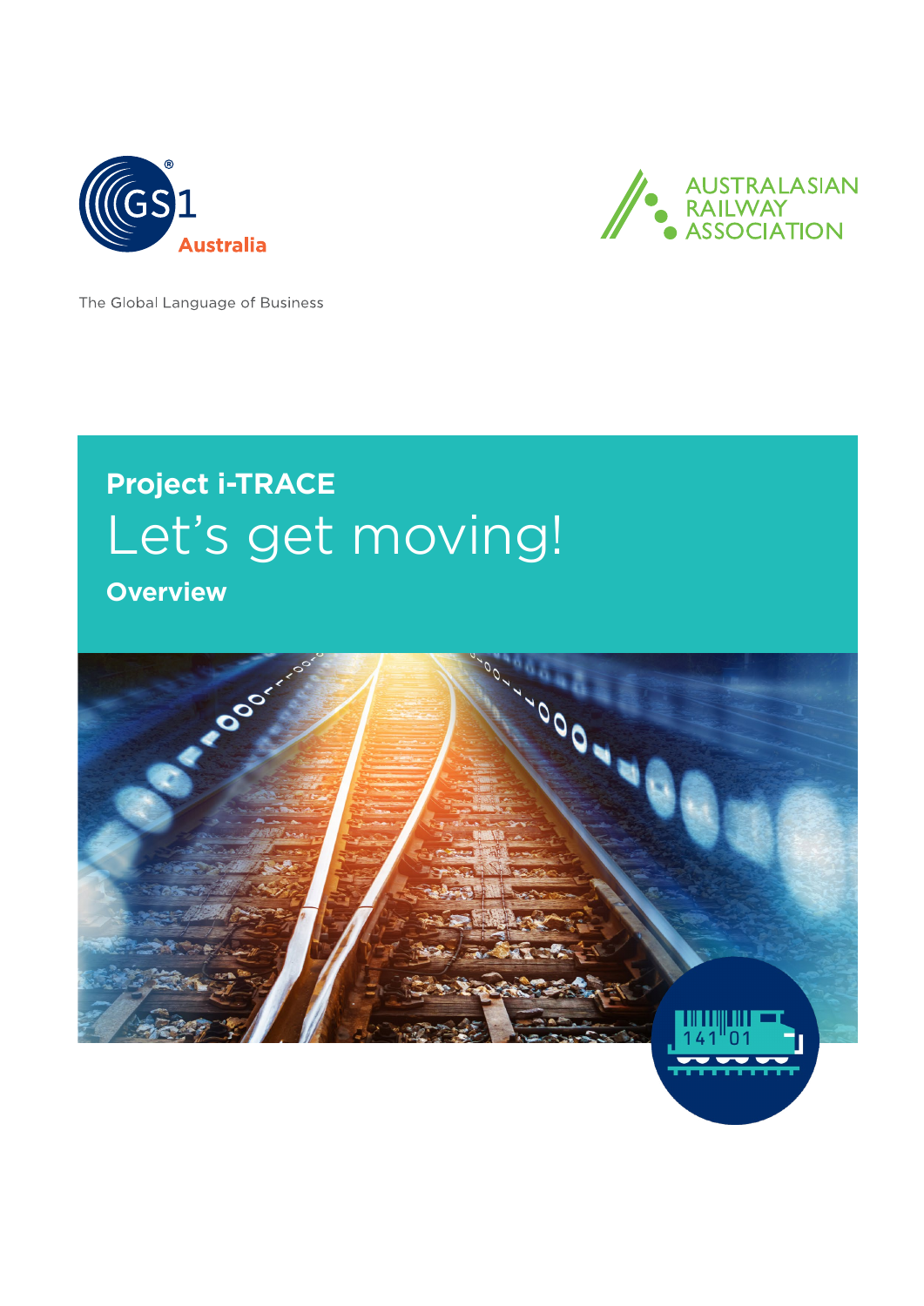GS1 Australia

The Global Language of Business

AUSTRALASIAN RAILWAY ASSOCIATION

**Project i-TRACE**

# Let's get moving!

**Overview**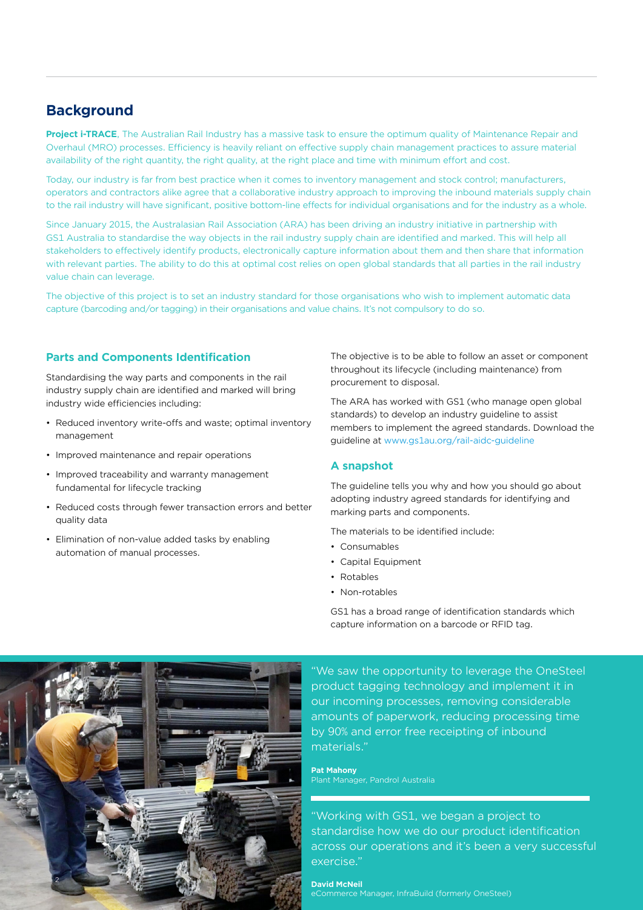## Background

**Project i-TRACE**, The Australian Rail Industry has a massive task to ensure the optimum quality of Maintenance Repair and Overhaul (MRO) processes. Efficiency is heavily reliant on effective supply chain management practices to assure material availability of the right quantity, the right quality, at the right place and time with minimum effort and cost.

Today, our industry is far from best practice when it comes to inventory management and stock control; manufacturers, operators and contractors alike agree that a collaborative industry approach to improving the inbound materials supply chain to the rail industry will have significant, positive bottom-line effects for individual organisations and for the industry as a whole.

Since January 2015, the Australasian Rail Association (ARA) has been driving an industry initiative in partnership with GS1 Australia to standardise the way objects in the rail industry supply chain are identified and marked. This will help all stakeholders to effectively identify products, electronically capture information about them and then share that information with relevant parties. The ability to do this at optimal cost relies on open global standards that all parties in the rail industry value chain can leverage.

The objective of this project is to set an industry standard for those organisations who wish to implement automatic data capture (barcoding and/or tagging) in their organisations and value chains. It's not compulsory to do so.

### Parts and Components Identification

Standardising the way parts and components in the rail industry supply chain are identified and marked will bring industry wide efficiencies including:

- Reduced inventory write-offs and waste; optimal inventory management
- Improved maintenance and repair operations
- Improved traceability and warranty management fundamental for lifecycle tracking
- Reduced costs through fewer transaction errors and better quality data
- Elimination of non-value added tasks by enabling automation of manual processes.

The objective is to be able to follow an asset or component throughout its lifecycle (including maintenance) from procurement to disposal.

The ARA has worked with GS1 (who manage open global standards) to develop an industry guideline to assist members to implement the agreed standards. Download the guideline at www.gs1au.org/rail-aidc-guideline

### A snapshot

The guideline tells you why and how you should go about adopting industry agreed standards for identifying and marking parts and components.

The materials to be identified include:

- Consumables
- Capital Equipment
- Rotables
- Non-rotables

GS1 has a broad range of identification standards which capture information on a barcode or RFID tag.

"We saw the opportunity to leverage the OneSteel product tagging technology and implement it in our incoming processes, removing considerable amounts of paperwork, reducing processing time by 90% and error free receipting of inbound materials."

**Pat Mahony**
Plant Manager, Pandrol Australia

"Working with GS1, we began a project to standardise how we do our product identification across our operations and it's been a very successful exercise."

**David McNeil**
eCommerce Manager, InfraBuild (formerly OneSteel)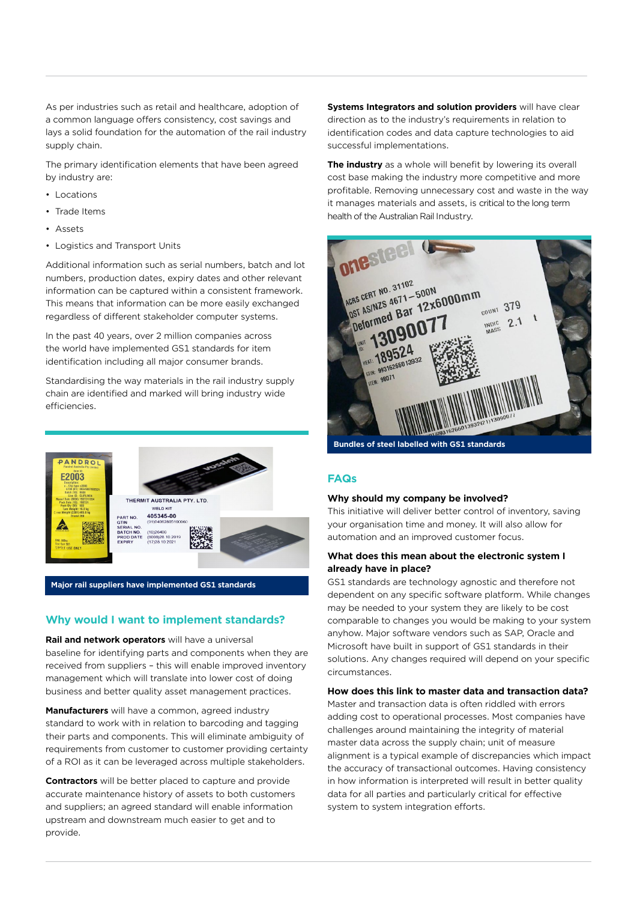As per industries such as retail and healthcare, adoption of a common language offers consistency, cost savings and lays a solid foundation for the automation of the rail industry supply chain.

The primary identification elements that have been agreed by industry are:

- Locations
- Trade Items
- Assets
- Logistics and Transport Units

Additional information such as serial numbers, batch and lot numbers, production dates, expiry dates and other relevant information can be captured within a consistent framework. This means that information can be more easily exchanged regardless of different stakeholder computer systems.

In the past 40 years, over 2 million companies across the world have implemented GS1 standards for item identification including all major consumer brands.

Standardising the way materials in the rail industry supply chain are identified and marked will bring industry wide efficiencies.

Major rail suppliers have implemented GS1 standards

## Why would I want to implement standards?

**Rail and network operators** will have a universal baseline for identifying parts and components when they are received from suppliers – this will enable improved inventory management which will translate into lower cost of doing business and better quality asset management practices.

**Manufacturers** will have a common, agreed industry standard to work with in relation to barcoding and tagging their parts and components. This will eliminate ambiguity of requirements from customer to customer providing certainty of a ROI as it can be leveraged across multiple stakeholders.

**Contractors** will be better placed to capture and provide accurate maintenance history of assets to both customers and suppliers; an agreed standard will enable information upstream and downstream much easier to get and to provide.

**Systems Integrators and solution providers** will have clear direction as to the industry's requirements in relation to identification codes and data capture technologies to aid successful implementations.

**The industry** as a whole will benefit by lowering its overall cost base making the industry more competitive and more profitable. Removing unnecessary cost and waste in the way it manages materials and assets, is critical to the long term health of the Australian Rail Industry.

Bundles of steel labelled with GS1 standards

## FAQs

### Why should my company be involved?

This initiative will deliver better control of inventory, saving your organisation time and money. It will also allow for automation and an improved customer focus.

### What does this mean about the electronic system I already have in place?

GS1 standards are technology agnostic and therefore not dependent on any specific software platform. While changes may be needed to your system they are likely to be cost comparable to changes you would be making to your system anyhow. Major software vendors such as SAP, Oracle and Microsoft have built in support of GS1 standards in their solutions. Any changes required will depend on your specific circumstances.

### How does this link to master data and transaction data?

Master and transaction data is often riddled with errors adding cost to operational processes. Most companies have challenges around maintaining the integrity of material master data across the supply chain; unit of measure alignment is a typical example of discrepancies which impact the accuracy of transactional outcomes. Having consistency in how information is interpreted will result in better quality data for all parties and particularly critical for effective system to system integration efforts.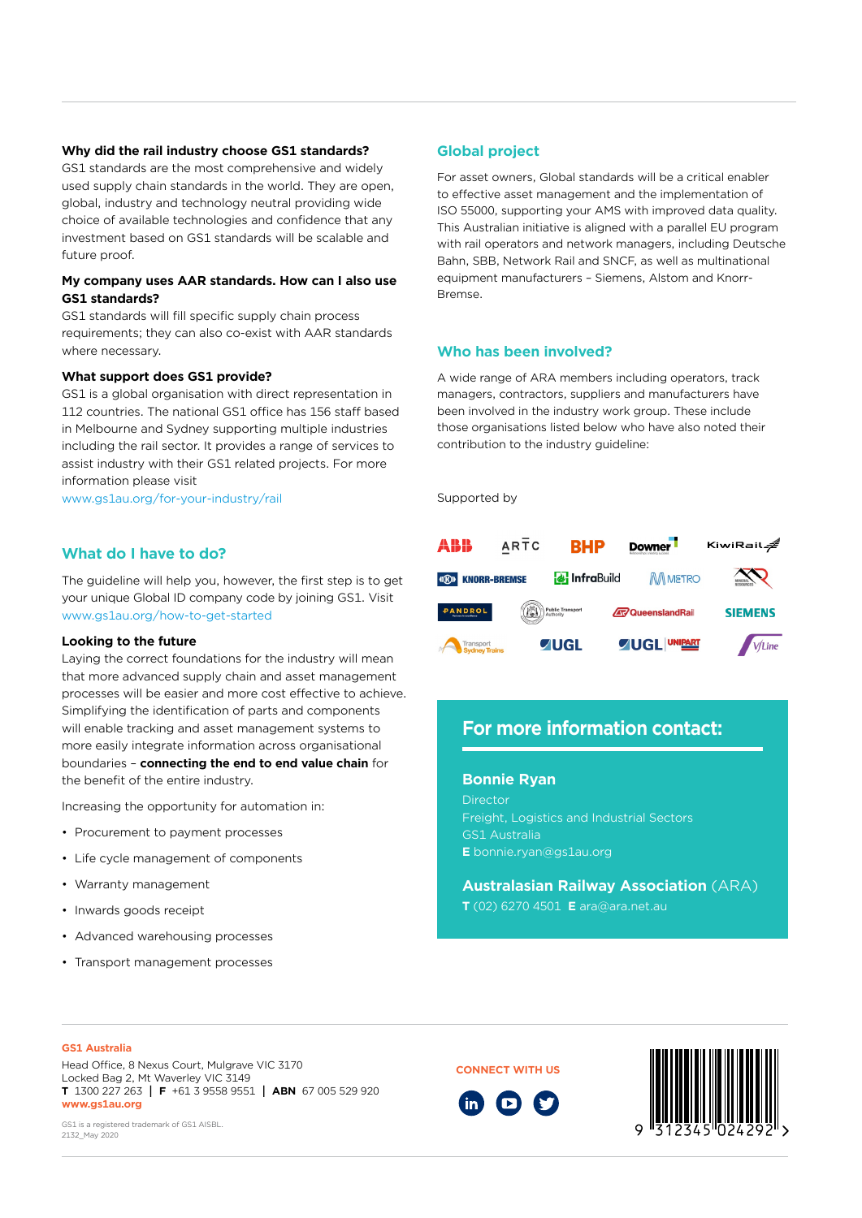### Why did the rail industry choose GS1 standards?

GS1 standards are the most comprehensive and widely used supply chain standards in the world. They are open, global, industry and technology neutral providing wide choice of available technologies and confidence that any investment based on GS1 standards will be scalable and future proof.

### My company uses AAR standards. How can I also use GS1 standards?

GS1 standards will fill specific supply chain process requirements; they can also co-exist with AAR standards where necessary.

### What support does GS1 provide?

GS1 is a global organisation with direct representation in 112 countries. The national GS1 office has 156 staff based in Melbourne and Sydney supporting multiple industries including the rail sector. It provides a range of services to assist industry with their GS1 related projects. For more information please visit www.gs1au.org/for-your-industry/rail

## What do I have to do?

The guideline will help you, however, the first step is to get your unique Global ID company code by joining GS1. Visit www.gs1au.org/how-to-get-started

### Looking to the future

Laying the correct foundations for the industry will mean that more advanced supply chain and asset management processes will be easier and more cost effective to achieve. Simplifying the identification of parts and components will enable tracking and asset management systems to more easily integrate information across organisational boundaries – **connecting the end to end value chain** for the benefit of the entire industry.

Increasing the opportunity for automation in:

- Procurement to payment processes
- Life cycle management of components
- Warranty management
- Inwards goods receipt
- Advanced warehousing processes
- Transport management processes

## Global project

For asset owners, Global standards will be a critical enabler to effective asset management and the implementation of ISO 55000, supporting your AMS with improved data quality. This Australian initiative is aligned with a parallel EU program with rail operators and network managers, including Deutsche Bahn, SBB, Network Rail and SNCF, as well as multinational equipment manufacturers – Siemens, Alstom and Knorr-Bremse.

## Who has been involved?

A wide range of ARA members including operators, track managers, contractors, suppliers and manufacturers have been involved in the industry work group. These include those organisations listed below who have also noted their contribution to the industry guideline:

Supported by

ABB, ARTC, BHP, Downer, KiwiRail, KNORR-BREMSE, InfraBuild, METRO, PANDROL, Public Transport Authority, QueenslandRail, SIEMENS, Transport Sydney Trains, UGL, UGL UNIPART, V/Line

## For more information contact:

**Bonnie Ryan**
Director
Freight, Logistics and Industrial Sectors
GS1 Australia
**E** bonnie.ryan@gs1au.org

**Australasian Railway Association** (ARA)
**T** (02) 6270 4501 **E** ara@ara.net.au

**GS1 Australia**
Head Office, 8 Nexus Court, Mulgrave VIC 3170
Locked Bag 2, Mt Waverley VIC 3149
**T** 1300 227 263 | **F** +61 3 9558 9551 | **ABN** 67 005 529 920
**www.gs1au.org**

GS1 is a registered trademark of GS1 AISBL.
2132_May 2020

CONNECT WITH US

9 312345 024292 >